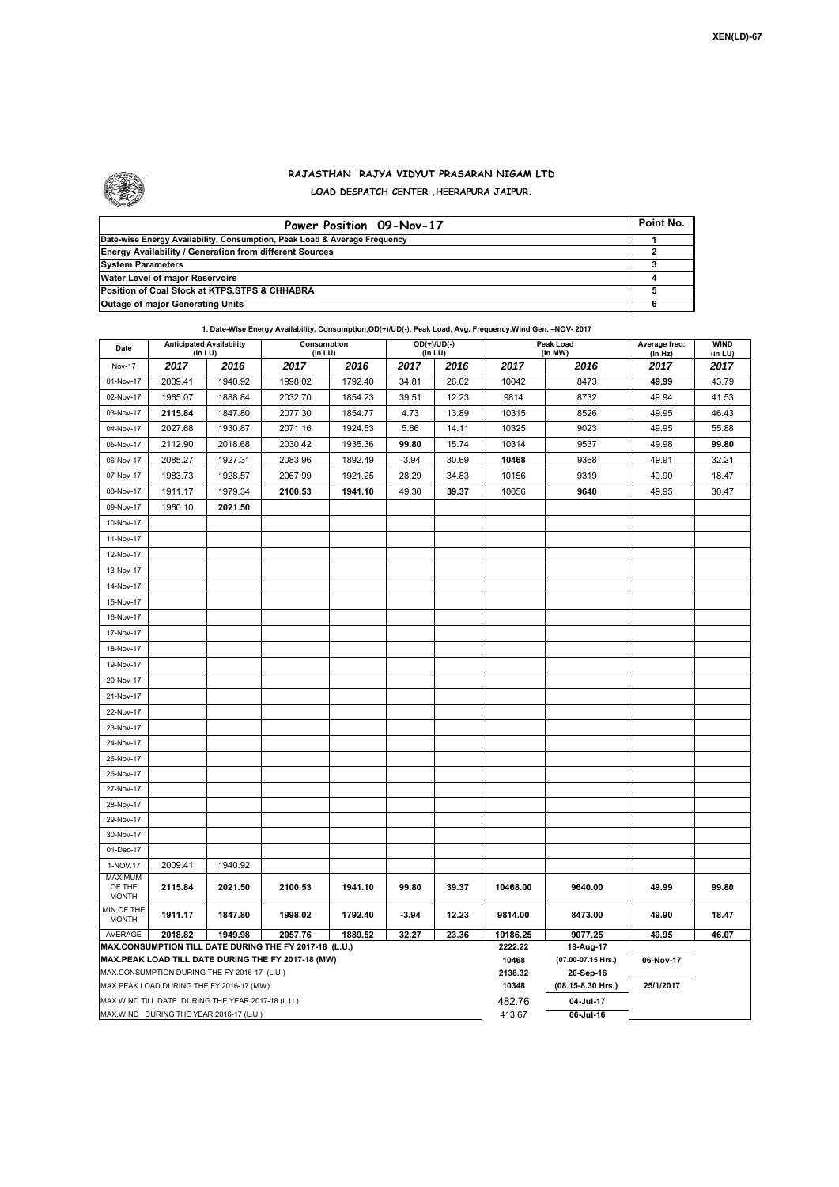XEN(LD)-67

# RAJASTHAN RAJYA VIDYUT PRASARAN NIGAM LTD

## LOAD DESPATCH CENTER ,HEERAPURA JAIPUR.

| Power Position 09-Nov-17 | Point No. |
|---|---|
| Date-wise Energy Availability, Consumption, Peak Load & Average Frequency | 1 |
| Energy Availability / Generation from different Sources | 2 |
| System Parameters | 3 |
| Water Level of major Reservoirs | 4 |
| Position of Coal Stock at KTPS,STPS & CHHABRA | 5 |
| Outage of major Generating Units | 6 |

**1. Date-Wise Energy Availability, Consumption,OD(+)/UD(-), Peak Load, Avg. Frequency,Wind Gen. –NOV- 2017**

| Date | Anticipated Availability (In LU) | | Consumption (In LU) | | OD(+)/UD(-) (In LU) | | Peak Load (In MW) | | Average freq. (In Hz) | WIND (in LU) |
|---|---|---|---|---|---|---|---|---|---|---|
| Nov-17 | 2017 | 2016 | 2017 | 2016 | 2017 | 2016 | 2017 | 2016 | 2017 | 2017 |
| 01-Nov-17 | 2009.41 | 1940.92 | 1998.02 | 1792.40 | 34.81 | 26.02 | 10042 | 8473 | 49.99 | 43.79 |
| 02-Nov-17 | 1965.07 | 1888.84 | 2032.70 | 1854.23 | 39.51 | 12.23 | 9814 | 8732 | 49.94 | 41.53 |
| 03-Nov-17 | 2115.84 | 1847.80 | 2077.30 | 1854.77 | 4.73 | 13.89 | 10315 | 8526 | 49.95 | 46.43 |
| 04-Nov-17 | 2027.68 | 1930.87 | 2071.16 | 1924.53 | 5.66 | 14.11 | 10325 | 9023 | 49.95 | 55.88 |
| 05-Nov-17 | 2112.90 | 2018.68 | 2030.42 | 1935.36 | 99.80 | 15.74 | 10314 | 9537 | 49.98 | 99.80 |
| 06-Nov-17 | 2085.27 | 1927.31 | 2083.96 | 1892.49 | -3.94 | 30.69 | 10468 | 9368 | 49.91 | 32.21 |
| 07-Nov-17 | 1983.73 | 1928.57 | 2067.99 | 1921.25 | 28.29 | 34.83 | 10156 | 9319 | 49.90 | 18.47 |
| 08-Nov-17 | 1911.17 | 1979.34 | 2100.53 | 1941.10 | 49.30 | 39.37 | 10056 | 9640 | 49.95 | 30.47 |
| 09-Nov-17 | 1960.10 | 2021.50 | | | | | | | | |
| 10-Nov-17 | | | | | | | | | | |
| 11-Nov-17 | | | | | | | | | | |
| 12-Nov-17 | | | | | | | | | | |
| 13-Nov-17 | | | | | | | | | | |
| 14-Nov-17 | | | | | | | | | | |
| 15-Nov-17 | | | | | | | | | | |
| 16-Nov-17 | | | | | | | | | | |
| 17-Nov-17 | | | | | | | | | | |
| 18-Nov-17 | | | | | | | | | | |
| 19-Nov-17 | | | | | | | | | | |
| 20-Nov-17 | | | | | | | | | | |
| 21-Nov-17 | | | | | | | | | | |
| 22-Nov-17 | | | | | | | | | | |
| 23-Nov-17 | | | | | | | | | | |
| 24-Nov-17 | | | | | | | | | | |
| 25-Nov-17 | | | | | | | | | | |
| 26-Nov-17 | | | | | | | | | | |
| 27-Nov-17 | | | | | | | | | | |
| 28-Nov-17 | | | | | | | | | | |
| 29-Nov-17 | | | | | | | | | | |
| 30-Nov-17 | | | | | | | | | | |
| 01-Dec-17 | | | | | | | | | | |
| 1-NOV.17 | 2009.41 | 1940.92 | | | | | | | | |
| MAXIMUM OF THE MONTH | 2115.84 | 2021.50 | 2100.53 | 1941.10 | 99.80 | 39.37 | 10468.00 | 9640.00 | 49.99 | 99.80 |
| MIN OF THE MONTH | 1911.17 | 1847.80 | 1998.02 | 1792.40 | -3.94 | 12.23 | 9814.00 | 8473.00 | 49.90 | 18.47 |
| AVERAGE | 2018.82 | 1949.98 | 2057.76 | 1889.52 | 32.27 | 23.36 | 10186.25 | 9077.25 | 49.95 | 46.07 |
| MAX.CONSUMPTION TILL DATE DURING THE FY 2017-18 (L.U.) | | | | | | | 2222.22 | 18-Aug-17 | | |
| MAX.PEAK LOAD TILL DATE DURING THE FY 2017-18 (MW) | | | | | | | 10468 | (07.00-07.15 Hrs.) | 06-Nov-17 | |
| MAX.CONSUMPTION DURING THE FY 2016-17 (L.U.) | | | | | | | 2138.32 | 20-Sep-16 | | |
| MAX.PEAK LOAD DURING THE FY 2016-17 (MW) | | | | | | | 10348 | (08.15-8.30 Hrs.) | 25/1/2017 | |
| MAX.WIND TILL DATE DURING THE YEAR 2017-18 (L.U.) | | | | | | | 482.76 | 04-Jul-17 | | |
| MAX.WIND DURING THE YEAR 2016-17 (L.U.) | | | | | | | 413.67 | 06-Jul-16 | | |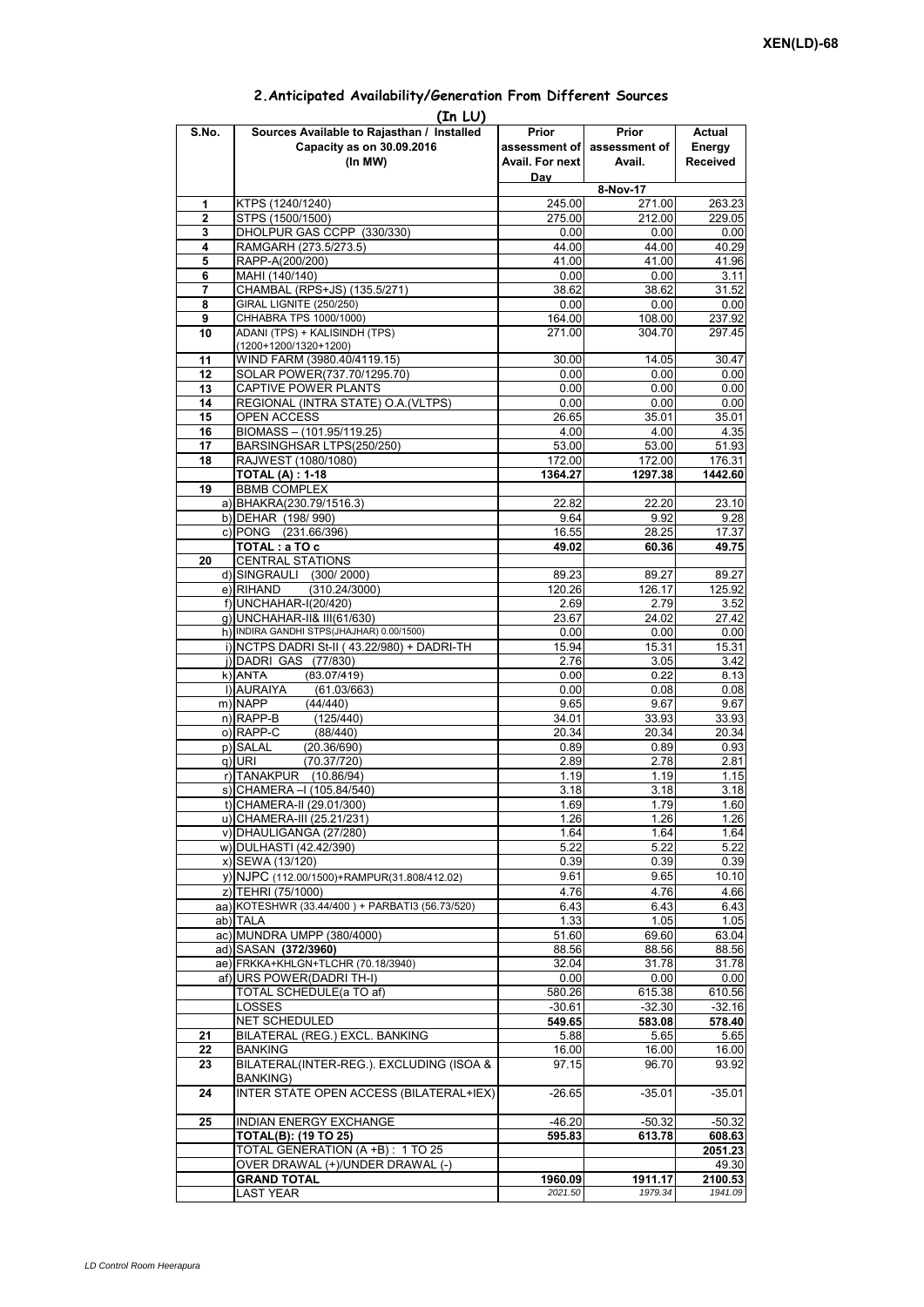XEN(LD)-68

## 2.Anticipated Availability/Generation From Different Sources

(In LU)

| S.No. | Sources Available to Rajasthan / Installed Capacity as on 30.09.2016 (In MW) | Prior assessment of Avail. For next Day | Prior assessment of Avail. | Actual Energy Received |
|---|---|---|---|---|
| | | 8-Nov-17 | | |
| 1 | KTPS (1240/1240) | 245.00 | 271.00 | 263.23 |
| 2 | STPS (1500/1500) | 275.00 | 212.00 | 229.05 |
| 3 | DHOLPUR GAS CCPP (330/330) | 0.00 | 0.00 | 0.00 |
| 4 | RAMGARH (273.5/273.5) | 44.00 | 44.00 | 40.29 |
| 5 | RAPP-A(200/200) | 41.00 | 41.00 | 41.96 |
| 6 | MAHI (140/140) | 0.00 | 0.00 | 3.11 |
| 7 | CHAMBAL (RPS+JS) (135.5/271) | 38.62 | 38.62 | 31.52 |
| 8 | GIRAL LIGNITE (250/250) | 0.00 | 0.00 | 0.00 |
| 9 | CHHABRA TPS 1000/1000) | 164.00 | 108.00 | 237.92 |
| 10 | ADANI (TPS) + KALISINDH (TPS) (1200+1200/1320+1200) | 271.00 | 304.70 | 297.45 |
| 11 | WIND FARM (3980.40/4119.15) | 30.00 | 14.05 | 30.47 |
| 12 | SOLAR POWER(737.70/1295.70) | 0.00 | 0.00 | 0.00 |
| 13 | CAPTIVE POWER PLANTS | 0.00 | 0.00 | 0.00 |
| 14 | REGIONAL (INTRA STATE) O.A.(VLTPS) | 0.00 | 0.00 | 0.00 |
| 15 | OPEN ACCESS | 26.65 | 35.01 | 35.01 |
| 16 | BIOMASS – (101.95/119.25) | 4.00 | 4.00 | 4.35 |
| 17 | BARSINGHSAR LTPS(250/250) | 53.00 | 53.00 | 51.93 |
| 18 | RAJWEST (1080/1080) | 172.00 | 172.00 | 176.31 |
| | **TOTAL (A) : 1-18** | **1364.27** | **1297.38** | **1442.60** |
| 19 | BBMB COMPLEX | | | |
| | a) BHAKRA(230.79/1516.3) | 22.82 | 22.20 | 23.10 |
| | b) DEHAR (198/ 990) | 9.64 | 9.92 | 9.28 |
| | c) PONG (231.66/396) | 16.55 | 28.25 | 17.37 |
| | **TOTAL : a TO c** | **49.02** | **60.36** | **49.75** |
| 20 | CENTRAL STATIONS | | | |
| | d) SINGRAULI (300/ 2000) | 89.23 | 89.27 | 89.27 |
| | e) RIHAND (310.24/3000) | 120.26 | 126.17 | 125.92 |
| | f) UNCHAHAR-I(20/420) | 2.69 | 2.79 | 3.52 |
| | g) UNCHAHAR-II& III(61/630) | 23.67 | 24.02 | 27.42 |
| | h) INDIRA GANDHI STPS(JHAJHAR) 0.00/1500) | 0.00 | 0.00 | 0.00 |
| | i) NCTPS DADRI St-II ( 43.22/980) + DADRI-TH | 15.94 | 15.31 | 15.31 |
| | j) DADRI GAS (77/830) | 2.76 | 3.05 | 3.42 |
| | k) ANTA (83.07/419) | 0.00 | 0.22 | 8.13 |
| | l) AURAIYA (61.03/663) | 0.00 | 0.08 | 0.08 |
| | m) NAPP (44/440) | 9.65 | 9.67 | 9.67 |
| | n) RAPP-B (125/440) | 34.01 | 33.93 | 33.93 |
| | o) RAPP-C (88/440) | 20.34 | 20.34 | 20.34 |
| | p) SALAL (20.36/690) | 0.89 | 0.89 | 0.93 |
| | q) URI (70.37/720) | 2.89 | 2.78 | 2.81 |
| | r) TANAKPUR (10.86/94) | 1.19 | 1.19 | 1.15 |
| | s) CHAMERA –I (105.84/540) | 3.18 | 3.18 | 3.18 |
| | t) CHAMERA-II (29.01/300) | 1.69 | 1.79 | 1.60 |
| | u) CHAMERA-III (25.21/231) | 1.26 | 1.26 | 1.26 |
| | v) DHAULIGANGA (27/280) | 1.64 | 1.64 | 1.64 |
| | w) DULHASTI (42.42/390) | 5.22 | 5.22 | 5.22 |
| | x) SEWA (13/120) | 0.39 | 0.39 | 0.39 |
| | y) NJPC (112.00/1500)+RAMPUR(31.808/412.02) | 9.61 | 9.65 | 10.10 |
| | z) TEHRI (75/1000) | 4.76 | 4.76 | 4.66 |
| | aa) KOTESHWR (33.44/400 ) + PARBATI3 (56.73/520) | 6.43 | 6.43 | 6.43 |
| | ab) TALA | 1.33 | 1.05 | 1.05 |
| | ac) MUNDRA UMPP (380/4000) | 51.60 | 69.60 | 63.04 |
| | ad) SASAN **(372/3960)** | 88.56 | 88.56 | 88.56 |
| | ae) FRKKA+KHLGN+TLCHR (70.18/3940) | 32.04 | 31.78 | 31.78 |
| | af) URS POWER(DADRI TH-I) | 0.00 | 0.00 | 0.00 |
| | TOTAL SCHEDULE(a TO af) | 580.26 | 615.38 | 610.56 |
| | LOSSES | -30.61 | -32.30 | -32.16 |
| | NET SCHEDULED | **549.65** | **583.08** | **578.40** |
| 21 | BILATERAL (REG.) EXCL. BANKING | 5.88 | 5.65 | 5.65 |
| 22 | BANKING | 16.00 | 16.00 | 16.00 |
| 23 | BILATERAL(INTER-REG.). EXCLUDING (ISOA & BANKING) | 97.15 | 96.70 | 93.92 |
| 24 | INTER STATE OPEN ACCESS (BILATERAL+IEX) | -26.65 | -35.01 | -35.01 |
| 25 | INDIAN ENERGY EXCHANGE | -46.20 | -50.32 | -50.32 |
| | **TOTAL(B): (19 TO 25)** | **595.83** | **613.78** | **608.63** |
| | TOTAL GENERATION (A +B) : 1 TO 25 | | | **2051.23** |
| | OVER DRAWAL (+)/UNDER DRAWAL (-) | | | 49.30 |
| | **GRAND TOTAL** | **1960.09** | **1911.17** | **2100.53** |
| | LAST YEAR | *2021.50* | *1979.34* | *1941.09* |

LD Control Room Heerapura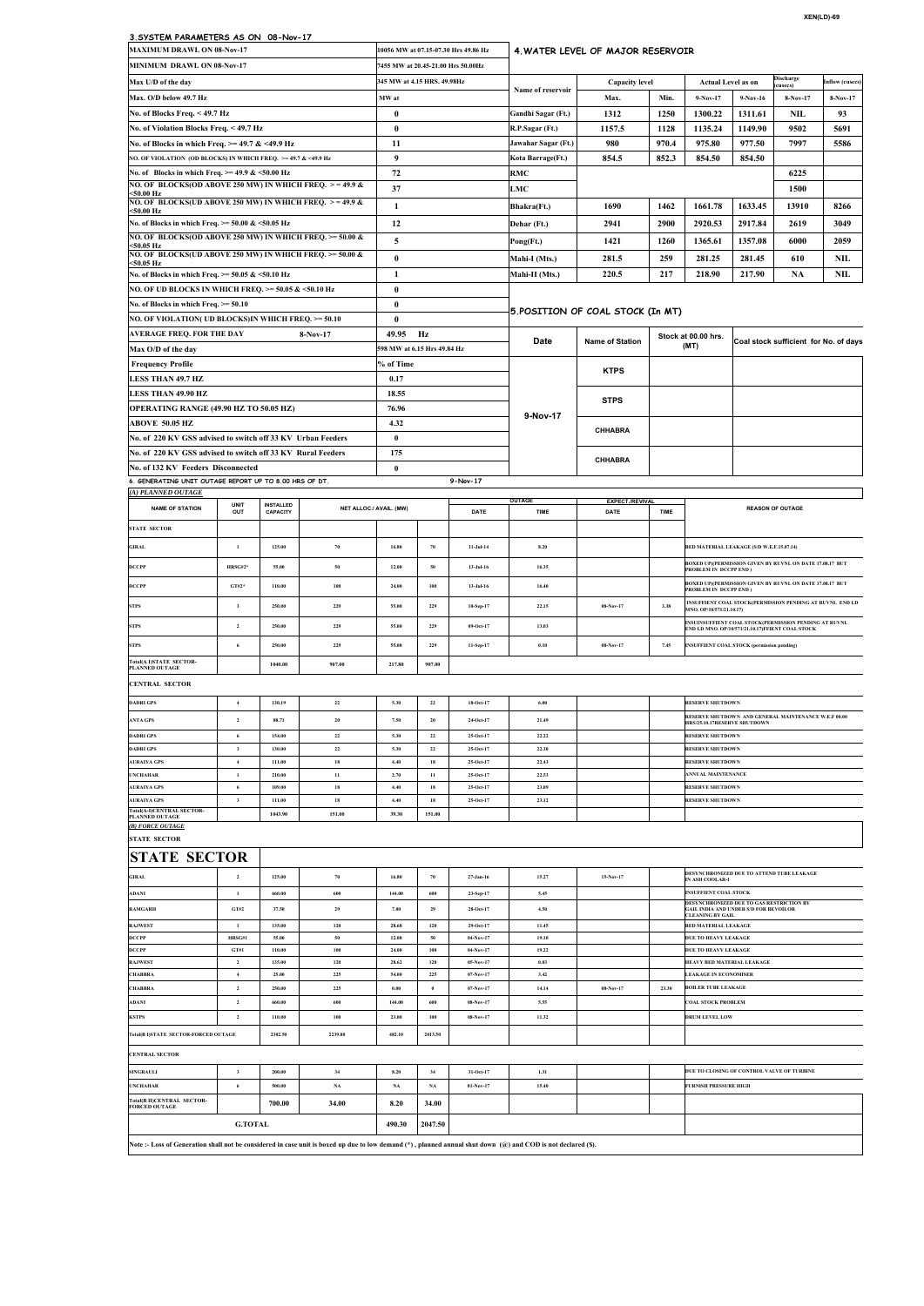XEN(LD)-69

## 3.SYSTEM PARAMETERS AS ON 08-Nov-17

| | | |
|---|---|---|
| MAXIMUM DRAWL ON 08-Nov-17 | | 10056 MW at 07.15-07.30 Hrs 49.86 Hz |
| MINIMUM DRAWL ON 08-Nov-17 | | 7455 MW at 20.45-21.00 Hrs 50.00Hz |
| Max U/D of the day | | 345 MW at 4.15 HRS. 49.98Hz |
| Max. O/D below 49.7 Hz | | MW at |
| No. of Blocks Freq. < 49.7 Hz | | 0 |
| No. of Violation Blocks Freq. < 49.7 Hz | | 0 |
| No. of Blocks in which Freq. >= 49.7 & <49.9 Hz | | 11 |
| NO. OF VIOLATION (OD BLOCKS) IN WHICH FREQ. >= 49.7 & <49.9 Hz | | 9 |
| No. of Blocks in which Freq. >= 49.9 & <50.00 Hz | | 72 |
| NO. OF BLOCKS(OD ABOVE 250 MW) IN WHICH FREQ. > = 49.9 & <50.00 Hz | | 37 |
| NO. OF BLOCKS(UD ABOVE 250 MW) IN WHICH FREQ. > = 49.9 & <50.00 Hz | | 1 |
| No. of Blocks in which Freq. >= 50.00 & <50.05 Hz | | 12 |
| NO. OF BLOCKS(OD ABOVE 250 MW) IN WHICH FREQ. >= 50.00 & <50.05 Hz | | 5 |
| NO. OF BLOCKS(UD ABOVE 250 MW) IN WHICH FREQ. >= 50.00 & <50.05 Hz | | 0 |
| No. of Blocks in which Freq. >= 50.05 & <50.10 Hz | | 1 |
| NO. OF UD BLOCKS IN WHICH FREQ. >= 50.05 & <50.10 Hz | | 0 |
| No. of Blocks in which Freq. >= 50.10 | | 0 |
| NO. OF VIOLATION( UD BLOCKS)IN WHICH FREQ. >= 50.10 | | 0 |
| AVERAGE FREQ. FOR THE DAY | 8-Nov-17 | 49.95 Hz |
| Max O/D of the day | | 598 MW at 6.15 Hrs 49.84 Hz |
| Frequency Profile | | % of Time |
| LESS THAN 49.7 HZ | | 0.17 |
| LESS THAN 49.90 HZ | | 18.55 |
| OPERATING RANGE (49.90 HZ TO 50.05 HZ) | | 76.96 |
| ABOVE 50.05 HZ | | 4.32 |
| No. of 220 KV GSS advised to switch off 33 KV Urban Feeders | | 0 |
| No. of 220 KV GSS advised to switch off 33 KV Rural Feeders | | 175 |
| No. of 132 KV Feeders Disconnected | | 0 |

## 4.WATER LEVEL OF MAJOR RESERVOIR

| Name of reservoir | Capacity level | | Actual Level as on | | Discharge (cusecs) | Inflow (cusecs) |
|---|---|---|---|---|---|---|
| | Max. | Min. | 9-Nov-17 | 9-Nov-16 | 8-Nov-17 | 8-Nov-17 |
| Gandhi Sagar (Ft.) | 1312 | 1250 | 1300.22 | 1311.61 | NIL | 93 |
| R.P.Sagar (Ft.) | 1157.5 | 1128 | 1135.24 | 1149.90 | 9502 | 5691 |
| Jawahar Sagar (Ft.) | 980 | 970.4 | 975.80 | 977.50 | 7997 | 5586 |
| Kota Barrage(Ft.) | 854.5 | 852.3 | 854.50 | 854.50 | | |
| RMC | | | | | 6225 | |
| LMC | | | | | 1500 | |
| Bhakra(Ft.) | 1690 | 1462 | 1661.78 | 1633.45 | 13910 | 8266 |
| Dehar (Ft.) | 2941 | 2900 | 2920.53 | 2917.84 | 2619 | 3049 |
| Pong(Ft.) | 1421 | 1260 | 1365.61 | 1357.08 | 6000 | 2059 |
| Mahi-I (Mts.) | 281.5 | 259 | 281.25 | 281.45 | 610 | NIL |
| Mahi-II (Mts.) | 220.5 | 217 | 218.90 | 217.90 | NA | NIL |

## 5.POSITION OF COAL STOCK (In MT)

| Date | Name of Station | Stock at 00.00 hrs. (MT) | Coal stock sufficient for No. of days |
|---|---|---|---|
| 9-Nov-17 | KTPS | | |
| | STPS | | |
| | CHHABRA | | |
| | CHHABRA | | |

## 6. GENERATING UNIT OUTAGE REPORT UP TO 8.00 HRS OF DT. 9-Nov-17

### (A) PLANNED OUTAGE

| NAME OF STATION | UNIT OUT | INSTALLED CAPACITY | NET ALLOC./ AVAIL. (MW) | | | OUTAGE DATE | OUTAGE TIME | EXPECT./REVIVAL DATE | EXPECT./REVIVAL TIME | REASON OF OUTAGE |
|---|---|---|---|---|---|---|---|---|---|---|
| **STATE SECTOR** | | | | | | | | | | |
| GIRAL | 1 | 125.00 | 70 | 16.80 | 70 | 11-Jul-14 | 8.20 | | | BED MATERIAL LEAKAGE (S/D W.E.F.15.07.14) |
| DCCPP | HRSG#2* | 55.00 | 50 | 12.00 | 50 | 13-Jul-16 | 16.35 | | | BOXED UP(PERMISSION GIVEN BY RUVNL ON DATE 17.08.17 BUT PROBLEM IN DCCPP END ) |
| DCCPP | GT#2* | 110.00 | 100 | 24.00 | 100 | 13-Jul-16 | 16.40 | | | BOXED UP(PERMISSION GIVEN BY RUVNL ON DATE 17.08.17 BUT PROBLEM IN DCCPP END ) |
| STPS | 3 | 250.00 | 229 | 55.00 | 229 | 10-Sep-17 | 22.15 | 08-Nov-17 | 3.38 | INSUFFIENT COAL STOCK(PERMISSION PENDING AT RUVNL END LD MNO. OP/10/571/21.10.17) |
| STPS | 2 | 250.00 | 229 | 55.00 | 229 | 09-Oct-17 | 13.03 | | | INSUINSUFFIENT COAL STOCK(PERMISSION PENDING AT RUVNL END LD MNO. OP/10/571/21.10.17)FFIENT COAL STOCK |
| STPS | 6 | 250.00 | 229 | 55.00 | 229 | 11-Sep-17 | 0.10 | 08-Nov-17 | 7.45 | INSUFFIENT COAL STOCK (permission pending) |
| Total(A I)STATE SECTOR-PLANNED OUTAGE | | 1040.00 | 907.00 | 217.80 | 907.00 | | | | | |
| **CENTRAL SECTOR** | | | | | | | | | | |
| DADRI GPS | 4 | 130.19 | 22 | 5.30 | 22 | 18-Oct-17 | 6.00 | | | RESERVE SHUTDOWN |
| ANTA GPS | 2 | 88.71 | 20 | 7.50 | 20 | 24-Oct-17 | 21.49 | | | RESERVE SHUTDOWN AND GENERAL MAINTENANCE W.E.F 00.00 HRS/25.10.17RESERVE SHUTDOWN |
| DADRI GPS | 6 | 154.00 | 22 | 5.30 | 22 | 25-Oct-17 | 22.22 | | | RESERVE SHUTDOWN |
| DADRI GPS | 3 | 130.00 | 22 | 5.30 | 22 | 25-Oct-17 | 22.30 | | | RESERVE SHUTDOWN |
| AURAIYA GPS | 4 | 111.00 | 18 | 4.40 | 18 | 25-Oct-17 | 22.43 | | | RESERVE SHUTDOWN |
| UNCHAHAR | 1 | 210.00 | 11 | 2.70 | 11 | 25-Oct-17 | 22.53 | | | ANNUAL MAINTENANCE |
| AURAIYA GPS | 6 | 109.00 | 18 | 4.40 | 18 | 25-Oct-17 | 23.09 | | | RESERVE SHUTDOWN |
| AURAIYA GPS | 3 | 111.00 | 18 | 4.40 | 18 | 25-Oct-17 | 23.12 | | | RESERVE SHUTDOWN |
| Total(A-I)CENTRAL SECTOR-PLANNED OUTAGE | | 1043.90 | 151.00 | 39.30 | 151.00 | | | | | |

### (B) FORCE OUTAGE

| NAME OF STATION | UNIT OUT | INSTALLED CAPACITY | NET ALLOC./ AVAIL. (MW) | | | OUTAGE DATE | OUTAGE TIME | EXPECT./REVIVAL DATE | EXPECT./REVIVAL TIME | REASON OF OUTAGE |
|---|---|---|---|---|---|---|---|---|---|---|
| **STATE SECTOR** | | | | | | | | | | |
| GIRAL | 2 | 125.00 | 70 | 16.80 | 70 | 27-Jan-16 | 15.27 | 15-Nov-17 | | DESYNCHRONIZED DUE TO ATTEND TUBE LEAKAGE IN ASH COOLAR-I |
| ADANI | 1 | 660.00 | 600 | 144.00 | 600 | 23-Sep-17 | 5.45 | | | INSUFFIENT COAL STOCK |
| RAMGARH | GT#2 | 37.50 | 29 | 7.00 | 29 | 28-Oct-17 | 6.50 | | | DESYNCHRONIZED DUE TO GAS RESTRICTION BY GAIL INDIA AND UNDER S/D FOR REVOILOR CLEANING BY GAIL |
| RAJWEST | 1 | 135.00 | 120 | 28.68 | 120 | 29-Oct-17 | 11.45 | | | BED MATERIAL LEAKAGE |
| DCCPP | HRSG#1 | 55.00 | 50 | 12.00 | 50 | 04-Nov-17 | 19.10 | | | DUE TO HEAVY LEAKAGE |
| DCCPP | GT#1 | 110.00 | 100 | 24.00 | 100 | 04-Nov-17 | 19.22 | | | DUE TO HEAVY LEAKAGE |
| RAJWEST | 2 | 135.00 | 120 | 28.62 | 120 | 05-Nov-17 | 0.03 | | | HEAVY BED MATERIAL LEAKAGE |
| CHABBRA | 4 | 25.00 | 225 | 54.00 | 225 | 07-Nov-17 | 3.42 | | | LEAKAGE IN ECONOMISER |
| CHABBRA | 2 | 250.00 | 225 | 0.00 | 0 | 07-Nov-17 | 14.14 | 08-Nov-17 | 23.30 | BOILER TUBE LEAKAGE |
| ADANI | 2 | 660.00 | 600 | 144.00 | 600 | 08-Nov-17 | 5.55 | | | COAL STOCK PROBLEM |
| KSTPS | 2 | 110.00 | 100 | 23.00 | 100 | 08-Nov-17 | 11.32 | | | DRUM LEVEL LOW |
| Total(B I)STATE SECTOR-FORCED OUTAGE | | 2302.50 | 2239.00 | 482.10 | 2013.50 | | | | | |
| **CENTRAL SECTOR** | | | | | | | | | | |
| SINGRAULI | 3 | 200.00 | 34 | 8.20 | 34 | 31-Oct-17 | 1.31 | | | DUE TO CLOSING OF CONTROL VALVE OF TURBINE |
| UNCHAHAR | 6 | 500.00 | NA | NA | NA | 01-Nov-17 | 15.40 | | | FURNISH PRESSURE HIGH |
| Total(B II)CENTRAL SECTOR-FORCED OUTAGE | | 700.00 | 34.00 | 8.20 | 34.00 | | | | | |
| G.TOTAL | | | | 490.30 | 2047.50 | | | | | |

Note :- Loss of Generation shall not be considered in case unit is boxed up due to low demand (*) , planned annual shut down (@) and COD is not declared ($).